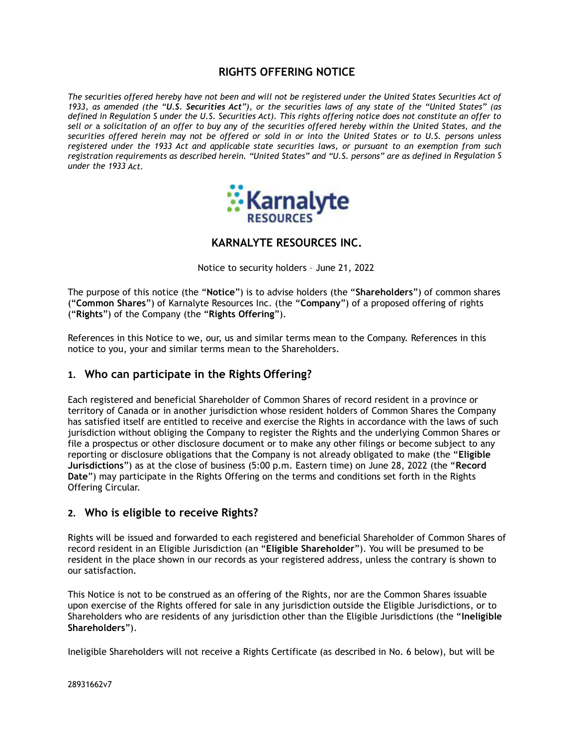# RIGHTS OFFERING NOTICE

*The securities offered hereby have not been and will not be registered under the United States Securities Act of 1933, as amended (the "**U.S. Securities Act**"), or the securities laws of any state of the "United States" (as defined in Regulation S under the U.S. Securities Act). This rights offering notice does not constitute an offer to sell or a solicitation of an offer to buy any of the securities offered hereby within the United States, and the securities offered herein may not be offered or sold in or into the United States or to U.S. persons unless registered under the 1933 Act and applicable state securities laws, or pursuant to an exemption from such registration requirements as described herein. "United States" and "U.S. persons" are as defined in Regulation S under the 1933 Act.*

## KARNALYTE RESOURCES INC.

Notice to security holders – June 21, 2022

The purpose of this notice (the "**Notice**") is to advise holders (the "**Shareholders**") of common shares ("**Common Shares**") of Karnalyte Resources Inc. (the "**Company**") of a proposed offering of rights ("**Rights**") of the Company (the "**Rights Offering**").

References in this Notice to we, our, us and similar terms mean to the Company. References in this notice to you, your and similar terms mean to the Shareholders.

## 1. Who can participate in the Rights Offering?

Each registered and beneficial Shareholder of Common Shares of record resident in a province or territory of Canada or in another jurisdiction whose resident holders of Common Shares the Company has satisfied itself are entitled to receive and exercise the Rights in accordance with the laws of such jurisdiction without obliging the Company to register the Rights and the underlying Common Shares or file a prospectus or other disclosure document or to make any other filings or become subject to any reporting or disclosure obligations that the Company is not already obligated to make (the "**Eligible Jurisdictions**") as at the close of business (5:00 p.m. Eastern time) on June 28, 2022 (the "**Record Date**") may participate in the Rights Offering on the terms and conditions set forth in the Rights Offering Circular.

## 2. Who is eligible to receive Rights?

Rights will be issued and forwarded to each registered and beneficial Shareholder of Common Shares of record resident in an Eligible Jurisdiction (an "**Eligible Shareholder**"). You will be presumed to be resident in the place shown in our records as your registered address, unless the contrary is shown to our satisfaction.

This Notice is not to be construed as an offering of the Rights, nor are the Common Shares issuable upon exercise of the Rights offered for sale in any jurisdiction outside the Eligible Jurisdictions, or to Shareholders who are residents of any jurisdiction other than the Eligible Jurisdictions (the "**Ineligible Shareholders**").

Ineligible Shareholders will not receive a Rights Certificate (as described in No. 6 below), but will be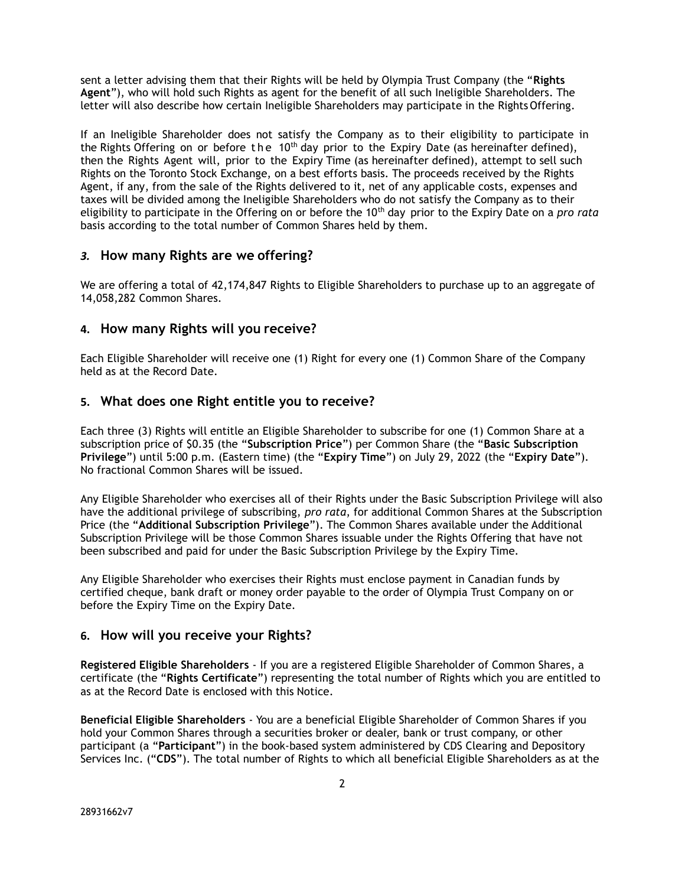sent a letter advising them that their Rights will be held by Olympia Trust Company (the "**Rights Agent**"), who will hold such Rights as agent for the benefit of all such Ineligible Shareholders. The letter will also describe how certain Ineligible Shareholders may participate in the Rights Offering.

If an Ineligible Shareholder does not satisfy the Company as to their eligibility to participate in the Rights Offering on or before the 10th day prior to the Expiry Date (as hereinafter defined), then the Rights Agent will, prior to the Expiry Time (as hereinafter defined), attempt to sell such Rights on the Toronto Stock Exchange, on a best efforts basis. The proceeds received by the Rights Agent, if any, from the sale of the Rights delivered to it, net of any applicable costs, expenses and taxes will be divided among the Ineligible Shareholders who do not satisfy the Company as to their eligibility to participate in the Offering on or before the 10th day prior to the Expiry Date on a *pro rata* basis according to the total number of Common Shares held by them.

## *3.* How many Rights are we offering?

We are offering a total of 42,174,847 Rights to Eligible Shareholders to purchase up to an aggregate of 14,058,282 Common Shares.

## 4. How many Rights will you receive?

Each Eligible Shareholder will receive one (1) Right for every one (1) Common Share of the Company held as at the Record Date.

## 5. What does one Right entitle you to receive?

Each three (3) Rights will entitle an Eligible Shareholder to subscribe for one (1) Common Share at a subscription price of $0.35 (the "**Subscription Price**") per Common Share (the "**Basic Subscription Privilege**") until 5:00 p.m. (Eastern time) (the "**Expiry Time**") on July 29, 2022 (the "**Expiry Date**"). No fractional Common Shares will be issued.

Any Eligible Shareholder who exercises all of their Rights under the Basic Subscription Privilege will also have the additional privilege of subscribing, *pro rata*, for additional Common Shares at the Subscription Price (the "**Additional Subscription Privilege**"). The Common Shares available under the Additional Subscription Privilege will be those Common Shares issuable under the Rights Offering that have not been subscribed and paid for under the Basic Subscription Privilege by the Expiry Time.

Any Eligible Shareholder who exercises their Rights must enclose payment in Canadian funds by certified cheque, bank draft or money order payable to the order of Olympia Trust Company on or before the Expiry Time on the Expiry Date.

## 6. How will you receive your Rights?

**Registered Eligible Shareholders** - If you are a registered Eligible Shareholder of Common Shares, a certificate (the "**Rights Certificate**") representing the total number of Rights which you are entitled to as at the Record Date is enclosed with this Notice.

**Beneficial Eligible Shareholders** - You are a beneficial Eligible Shareholder of Common Shares if you hold your Common Shares through a securities broker or dealer, bank or trust company, or other participant (a "**Participant**") in the book-based system administered by CDS Clearing and Depository Services Inc. ("**CDS**"). The total number of Rights to which all beneficial Eligible Shareholders as at the

28931662v7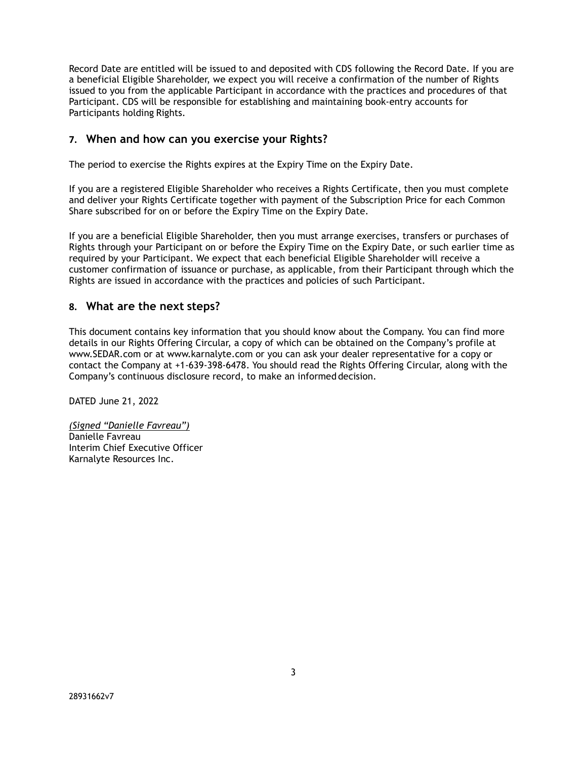Record Date are entitled will be issued to and deposited with CDS following the Record Date. If you are a beneficial Eligible Shareholder, we expect you will receive a confirmation of the number of Rights issued to you from the applicable Participant in accordance with the practices and procedures of that Participant. CDS will be responsible for establishing and maintaining book-entry accounts for Participants holding Rights.

## 7. When and how can you exercise your Rights?

The period to exercise the Rights expires at the Expiry Time on the Expiry Date.

If you are a registered Eligible Shareholder who receives a Rights Certificate, then you must complete and deliver your Rights Certificate together with payment of the Subscription Price for each Common Share subscribed for on or before the Expiry Time on the Expiry Date.

If you are a beneficial Eligible Shareholder, then you must arrange exercises, transfers or purchases of Rights through your Participant on or before the Expiry Time on the Expiry Date, or such earlier time as required by your Participant. We expect that each beneficial Eligible Shareholder will receive a customer confirmation of issuance or purchase, as applicable, from their Participant through which the Rights are issued in accordance with the practices and policies of such Participant.

## 8. What are the next steps?

This document contains key information that you should know about the Company. You can find more details in our Rights Offering Circular, a copy of which can be obtained on the Company's profile at www.SEDAR.com or at www.karnalyte.com or you can ask your dealer representative for a copy or contact the Company at +1-639-398-6478. You should read the Rights Offering Circular, along with the Company's continuous disclosure record, to make an informed decision.

DATED June 21, 2022

*(Signed "Danielle Favreau")*
Danielle Favreau
Interim Chief Executive Officer
Karnalyte Resources Inc.

28931662v7